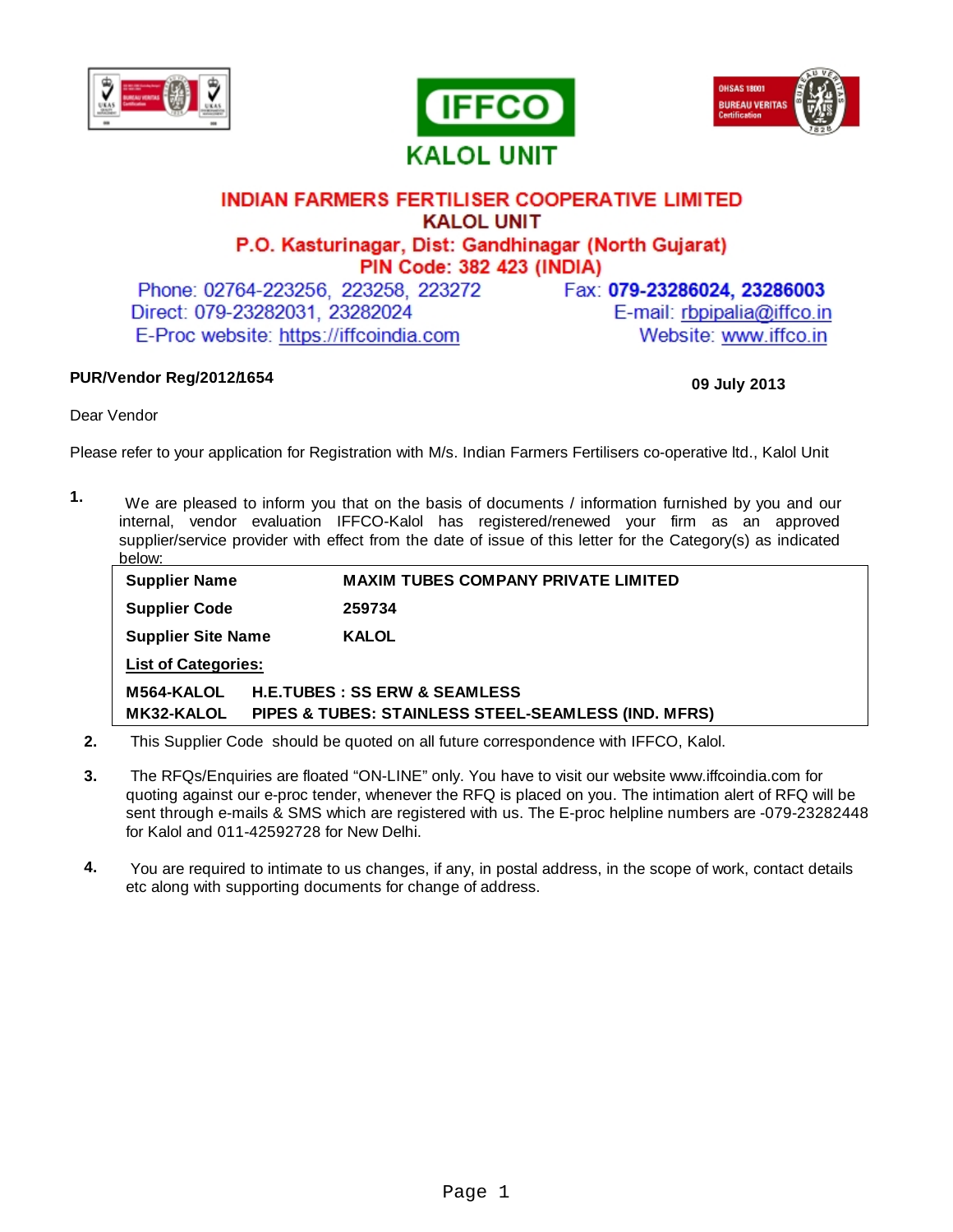# IFFCO

## KALOL UNIT

**INDIAN FARMERS FERTILISER COOPERATIVE LIMITED**
**KALOL UNIT**
**P.O. Kasturinagar, Dist: Gandhinagar (North Gujarat)**
**PIN Code: 382 423 (INDIA)**

Phone: 02764-223256, 223258, 223272
Direct: 079-23282031, 23282024
E-Proc website: https://iffcoindia.com

Fax: **079-23286024, 23286003**
E-mail: rbpipalia@iffco.in
Website: www.iffco.in

**PUR/Vendor Reg/2012/1654** **09 July 2013**

Dear Vendor

Please refer to your application for Registration with M/s. Indian Farmers Fertilisers co-operative ltd., Kalol Unit

1. We are pleased to inform you that on the basis of documents / information furnished by you and our internal, vendor evaluation IFFCO-Kalol has registered/renewed your firm as an approved supplier/service provider with effect from the date of issue of this letter for the Category(s) as indicated below:

| | |
|---|---|
| **Supplier Name** | **MAXIM TUBES COMPANY PRIVATE LIMITED** |
| **Supplier Code** | **259734** |
| **Supplier Site Name** | **KALOL** |
| **List of Categories:** | |
| **M564-KALOL** | **H.E.TUBES : SS ERW & SEAMLESS** |
| **MK32-KALOL** | **PIPES & TUBES: STAINLESS STEEL-SEAMLESS (IND. MFRS)** |

2. This Supplier Code should be quoted on all future correspondence with IFFCO, Kalol.

3. The RFQs/Enquiries are floated "ON-LINE" only. You have to visit our website www.iffcoindia.com for quoting against our e-proc tender, whenever the RFQ is placed on you. The intimation alert of RFQ will be sent through e-mails & SMS which are registered with us. The E-proc helpline numbers are -079-23282448 for Kalol and 011-42592728 for New Delhi.

4. You are required to intimate to us changes, if any, in postal address, in the scope of work, contact details etc along with supporting documents for change of address.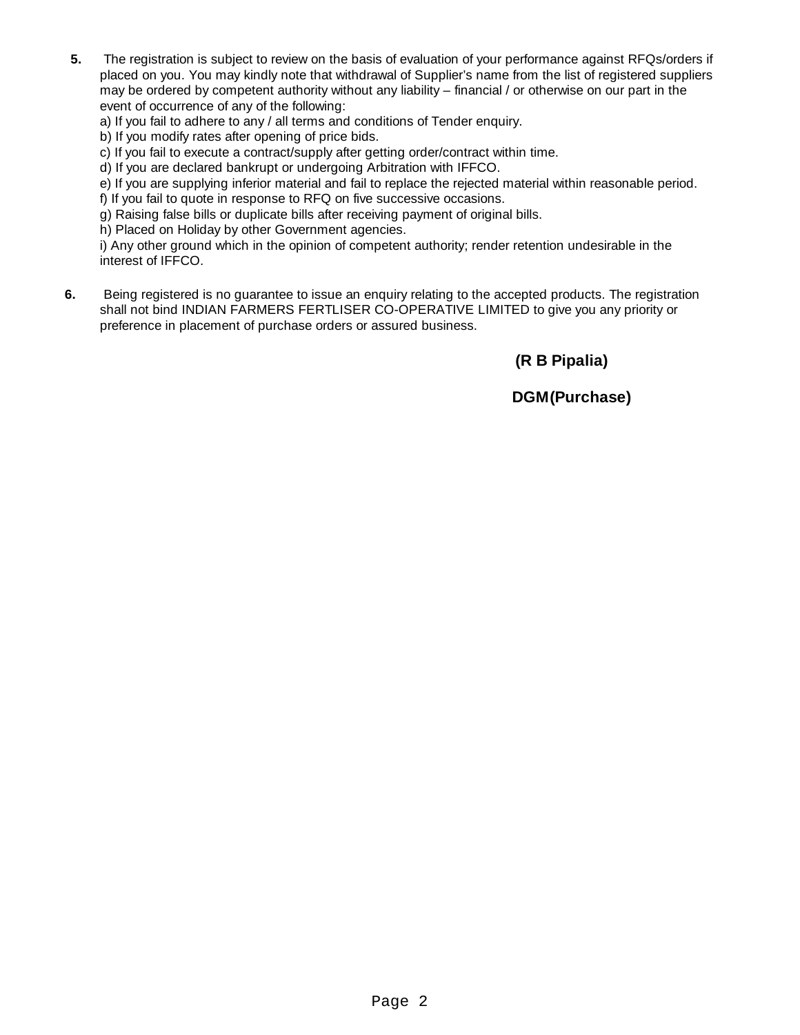5. The registration is subject to review on the basis of evaluation of your performance against RFQs/orders if placed on you. You may kindly note that withdrawal of Supplier's name from the list of registered suppliers may be ordered by competent authority without any liability – financial / or otherwise on our part in the event of occurrence of any of the following:
   a) If you fail to adhere to any / all terms and conditions of Tender enquiry.
   b) If you modify rates after opening of price bids.
   c) If you fail to execute a contract/supply after getting order/contract within time.
   d) If you are declared bankrupt or undergoing Arbitration with IFFCO.
   e) If you are supplying inferior material and fail to replace the rejected material within reasonable period.
   f) If you fail to quote in response to RFQ on five successive occasions.
   g) Raising false bills or duplicate bills after receiving payment of original bills.
   h) Placed on Holiday by other Government agencies.
   i) Any other ground which in the opinion of competent authority; render retention undesirable in the interest of IFFCO.

6. Being registered is no guarantee to issue an enquiry relating to the accepted products. The registration shall not bind INDIAN FARMERS FERTLISER CO-OPERATIVE LIMITED to give you any priority or preference in placement of purchase orders or assured business.

**(R B Pipalia)**

**DGM(Purchase)**